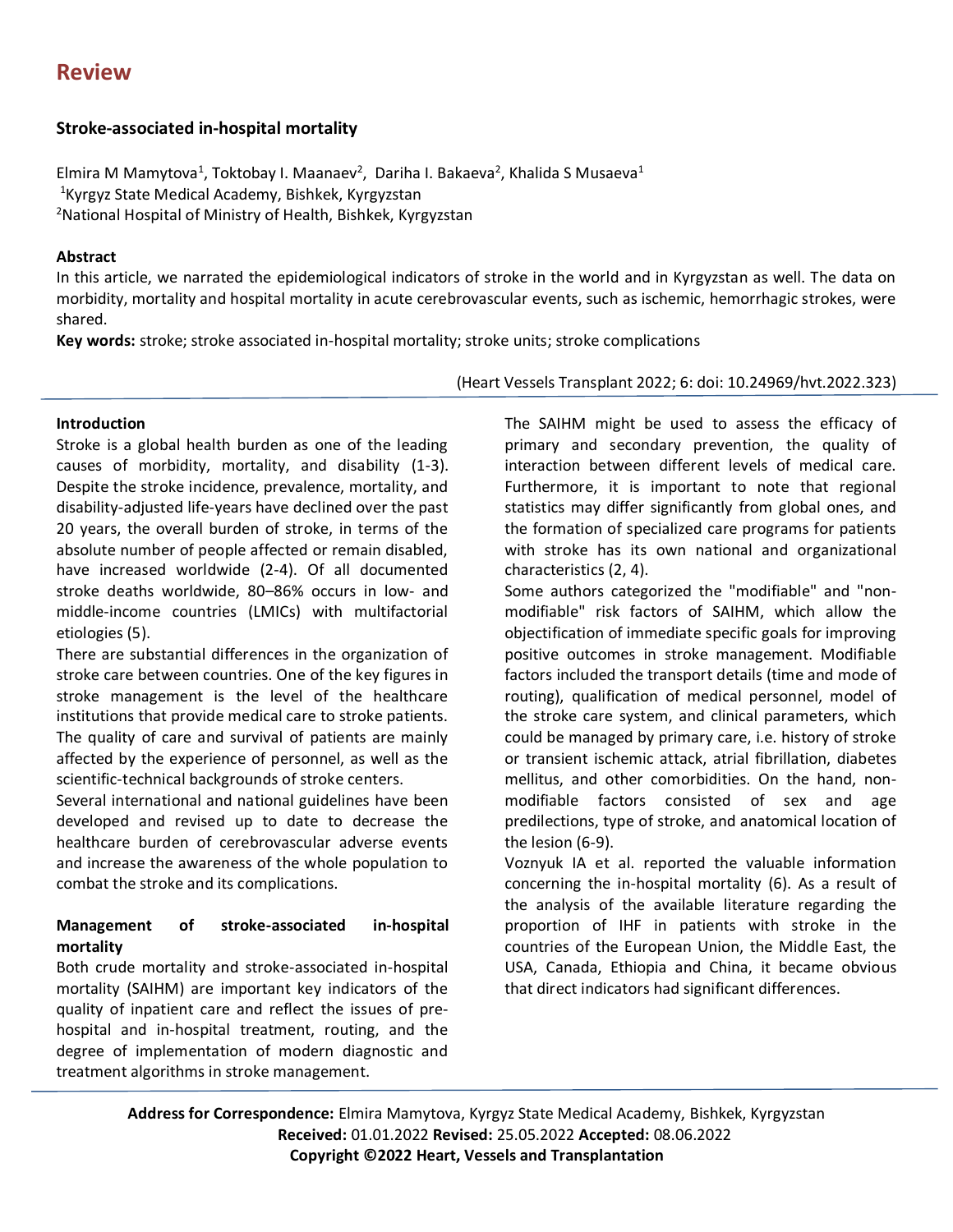## Review

# Stroke-associated in-hospital mortality

Elmira M Mamytova[1], Toktobay I. Maanaev[2], Dariha I. Bakaeva[2], Khalida S Musaeva[1]

[1]Kyrgyz State Medical Academy, Bishkek, Kyrgyzstan

[2]National Hospital of Ministry of Health, Bishkek, Kyrgyzstan

### Abstract

In this article, we narrated the epidemiological indicators of stroke in the world and in Kyrgyzstan as well. The data on morbidity, mortality and hospital mortality in acute cerebrovascular events, such as ischemic, hemorrhagic strokes, were shared.

**Key words:** stroke; stroke associated in-hospital mortality; stroke units; stroke complications

(Heart Vessels Transplant 2022; 6: doi: 10.24969/hvt.2022.323)

### Introduction

Stroke is a global health burden as one of the leading causes of morbidity, mortality, and disability (1-3). Despite the stroke incidence, prevalence, mortality, and disability-adjusted life-years have declined over the past 20 years, the overall burden of stroke, in terms of the absolute number of people affected or remain disabled, have increased worldwide (2-4). Of all documented stroke deaths worldwide, 80–86% occurs in low- and middle-income countries (LMICs) with multifactorial etiologies (5).

There are substantial differences in the organization of stroke care between countries. One of the key figures in stroke management is the level of the healthcare institutions that provide medical care to stroke patients. The quality of care and survival of patients are mainly affected by the experience of personnel, as well as the scientific-technical backgrounds of stroke centers.

Several international and national guidelines have been developed and revised up to date to decrease the healthcare burden of cerebrovascular adverse events and increase the awareness of the whole population to combat the stroke and its complications.

### Management of stroke-associated in-hospital mortality

Both crude mortality and stroke-associated in-hospital mortality (SAIHM) are important key indicators of the quality of inpatient care and reflect the issues of pre-hospital and in-hospital treatment, routing, and the degree of implementation of modern diagnostic and treatment algorithms in stroke management.

The SAIHM might be used to assess the efficacy of primary and secondary prevention, the quality of interaction between different levels of medical care. Furthermore, it is important to note that regional statistics may differ significantly from global ones, and the formation of specialized care programs for patients with stroke has its own national and organizational characteristics (2, 4).

Some authors categorized the "modifiable" and "non-modifiable" risk factors of SAIHM, which allow the objectification of immediate specific goals for improving positive outcomes in stroke management. Modifiable factors included the transport details (time and mode of routing), qualification of medical personnel, model of the stroke care system, and clinical parameters, which could be managed by primary care, i.e. history of stroke or transient ischemic attack, atrial fibrillation, diabetes mellitus, and other comorbidities. On the hand, non-modifiable factors consisted of sex and age predilections, type of stroke, and anatomical location of the lesion (6-9).

Voznyuk IA et al. reported the valuable information concerning the in-hospital mortality (6). As a result of the analysis of the available literature regarding the proportion of IHF in patients with stroke in the countries of the European Union, the Middle East, the USA, Canada, Ethiopia and China, it became obvious that direct indicators had significant differences.

**Address for Correspondence:** Elmira Mamytova, Kyrgyz State Medical Academy, Bishkek, Kyrgyzstan

**Received:** 01.01.2022 **Revised:** 25.05.2022 **Accepted:** 08.06.2022

**Copyright ©2022 Heart, Vessels and Transplantation**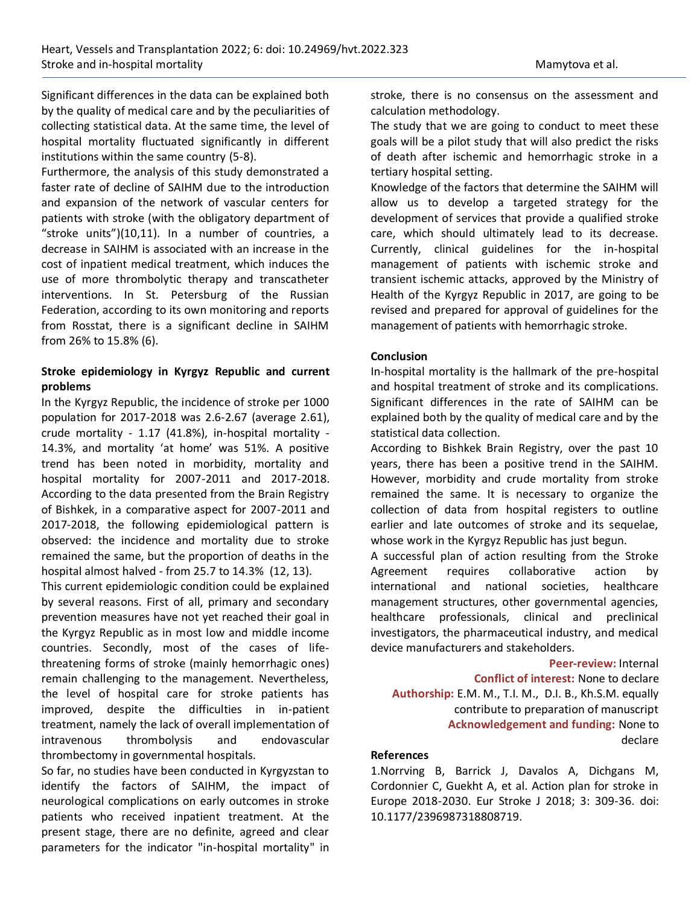Significant differences in the data can be explained both by the quality of medical care and by the peculiarities of collecting statistical data. At the same time, the level of hospital mortality fluctuated significantly in different institutions within the same country (5-8).

Furthermore, the analysis of this study demonstrated a faster rate of decline of SAIHM due to the introduction and expansion of the network of vascular centers for patients with stroke (with the obligatory department of "stroke units")(10,11). In a number of countries, a decrease in SAIHM is associated with an increase in the cost of inpatient medical treatment, which induces the use of more thrombolytic therapy and transcatheter interventions. In St. Petersburg of the Russian Federation, according to its own monitoring and reports from Rosstat, there is a significant decline in SAIHM from 26% to 15.8% (6).

### Stroke epidemiology in Kyrgyz Republic and current problems

In the Kyrgyz Republic, the incidence of stroke per 1000 population for 2017-2018 was 2.6-2.67 (average 2.61), crude mortality - 1.17 (41.8%), in-hospital mortality - 14.3%, and mortality 'at home' was 51%. A positive trend has been noted in morbidity, mortality and hospital mortality for 2007-2011 and 2017-2018. According to the data presented from the Brain Registry of Bishkek, in a comparative aspect for 2007-2011 and 2017-2018, the following epidemiological pattern is observed: the incidence and mortality due to stroke remained the same, but the proportion of deaths in the hospital almost halved - from 25.7 to 14.3% (12, 13).

This current epidemiologic condition could be explained by several reasons. First of all, primary and secondary prevention measures have not yet reached their goal in the Kyrgyz Republic as in most low and middle income countries. Secondly, most of the cases of life-threatening forms of stroke (mainly hemorrhagic ones) remain challenging to the management. Nevertheless, the level of hospital care for stroke patients has improved, despite the difficulties in in-patient treatment, namely the lack of overall implementation of intravenous thrombolysis and endovascular thrombectomy in governmental hospitals.

So far, no studies have been conducted in Kyrgyzstan to identify the factors of SAIHM, the impact of neurological complications on early outcomes in stroke patients who received inpatient treatment. At the present stage, there are no definite, agreed and clear parameters for the indicator "in-hospital mortality" in stroke, there is no consensus on the assessment and calculation methodology.

The study that we are going to conduct to meet these goals will be a pilot study that will also predict the risks of death after ischemic and hemorrhagic stroke in a tertiary hospital setting.

Knowledge of the factors that determine the SAIHM will allow us to develop a targeted strategy for the development of services that provide a qualified stroke care, which should ultimately lead to its decrease. Currently, clinical guidelines for the in-hospital management of patients with ischemic stroke and transient ischemic attacks, approved by the Ministry of Health of the Kyrgyz Republic in 2017, are going to be revised and prepared for approval of guidelines for the management of patients with hemorrhagic stroke.

### Conclusion

In-hospital mortality is the hallmark of the pre-hospital and hospital treatment of stroke and its complications. Significant differences in the rate of SAIHM can be explained both by the quality of medical care and by the statistical data collection.

According to Bishkek Brain Registry, over the past 10 years, there has been a positive trend in the SAIHM. However, morbidity and crude mortality from stroke remained the same. It is necessary to organize the collection of data from hospital registers to outline earlier and late outcomes of stroke and its sequelae, whose work in the Kyrgyz Republic has just begun.

A successful plan of action resulting from the Stroke Agreement requires collaborative action by international and national societies, healthcare management structures, other governmental agencies, healthcare professionals, clinical and preclinical investigators, the pharmaceutical industry, and medical device manufacturers and stakeholders.

**Peer-review:** Internal
**Conflict of interest:** None to declare
**Authorship:** E.M. M., T.I. M., D.I. B., Kh.S.M. equally contribute to preparation of manuscript
**Acknowledgement and funding:** None to declare

### References

1. Norrving B, Barrick J, Davalos A, Dichgans M, Cordonnier C, Guekht A, et al. Action plan for stroke in Europe 2018-2030. Eur Stroke J 2018; 3: 309-36. doi: 10.1177/2396987318808719.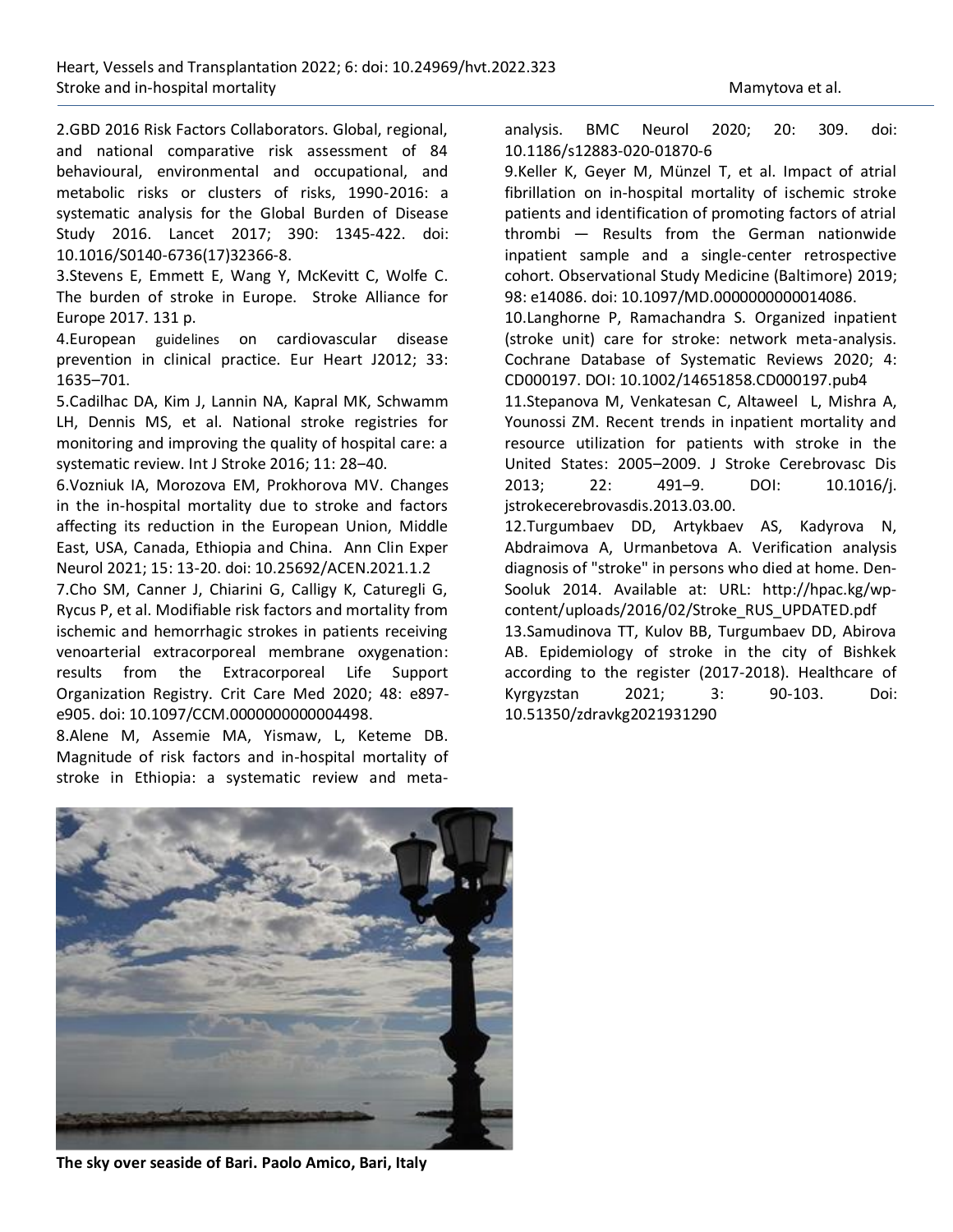2.GBD 2016 Risk Factors Collaborators. Global, regional, and national comparative risk assessment of 84 behavioural, environmental and occupational, and metabolic risks or clusters of risks, 1990-2016: a systematic analysis for the Global Burden of Disease Study 2016. Lancet 2017; 390: 1345-422. doi: 10.1016/S0140-6736(17)32366-8.

3.Stevens E, Emmett E, Wang Y, McKevitt C, Wolfe C. The burden of stroke in Europe. Stroke Alliance for Europe 2017. 131 p.

4.European guidelines on cardiovascular disease prevention in clinical practice. Eur Heart J2012; 33: 1635–701.

5.Cadilhac DA, Kim J, Lannin NA, Kapral MK, Schwamm LH, Dennis MS, et al. National stroke registries for monitoring and improving the quality of hospital care: a systematic review. Int J Stroke 2016; 11: 28–40.

6.Vozniuk IA, Morozova EM, Prokhorova MV. Changes in the in-hospital mortality due to stroke and factors affecting its reduction in the European Union, Middle East, USA, Canada, Ethiopia and China. Ann Clin Exper Neurol 2021; 15: 13-20. doi: 10.25692/ACEN.2021.1.2

7.Cho SM, Canner J, Chiarini G, Calligy K, Caturegli G, Rycus P, et al. Modifiable risk factors and mortality from ischemic and hemorrhagic strokes in patients receiving venoarterial extracorporeal membrane oxygenation: results from the Extracorporeal Life Support Organization Registry. Crit Care Med 2020; 48: e897-e905. doi: 10.1097/CCM.0000000000004498.

8.Alene M, Assemie MA, Yismaw, L, Keteme DB. Magnitude of risk factors and in-hospital mortality of stroke in Ethiopia: a systematic review and meta-analysis. BMC Neurol 2020; 20: 309. doi: 10.1186/s12883-020-01870-6

9.Keller K, Geyer M, Münzel T, et al. Impact of atrial fibrillation on in-hospital mortality of ischemic stroke patients and identification of promoting factors of atrial thrombi — Results from the German nationwide inpatient sample and a single-center retrospective cohort. Observational Study Medicine (Baltimore) 2019; 98: e14086. doi: 10.1097/MD.0000000000014086.

10.Langhorne P, Ramachandra S. Organized inpatient (stroke unit) care for stroke: network meta-analysis. Cochrane Database of Systematic Reviews 2020; 4: CD000197. DOI: 10.1002/14651858.CD000197.pub4

11.Stepanova M, Venkatesan C, Altaweel L, Mishra A, Younossi ZM. Recent trends in inpatient mortality and resource utilization for patients with stroke in the United States: 2005–2009. J Stroke Cerebrovasc Dis 2013; 22: 491–9. DOI: 10.1016/j.jstrokecerebrovasdis.2013.03.00.

12.Turgumbaev DD, Artykbaev AS, Kadyrova N, Abdraimova A, Urmanbetova A. Verification analysis diagnosis of "stroke" in persons who died at home. Den-Sooluk 2014. Available at: URL: http://hpac.kg/wp-content/uploads/2016/02/Stroke_RUS_UPDATED.pdf

13.Samudinova TT, Kulov BB, Turgumbaev DD, Abirova AB. Epidemiology of stroke in the city of Bishkek according to the register (2017-2018). Healthcare of Kyrgyzstan 2021; 3: 90-103. Doi: 10.51350/zdravkg2021931290

**The sky over seaside of Bari. Paolo Amico, Bari, Italy**